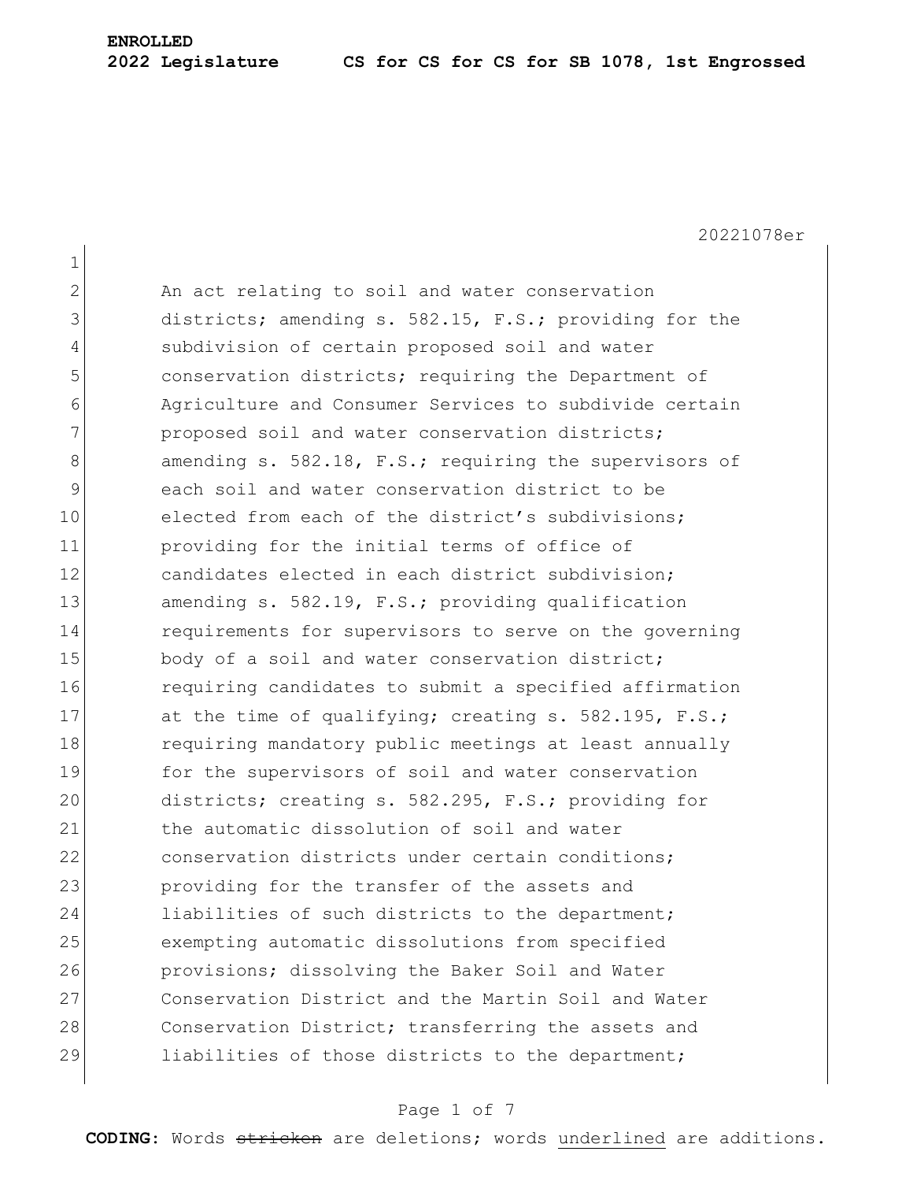**ENROLLED**
**2022 Legislature CS for CS for CS for SB 1078, 1st Engrossed**

20221078er

An act relating to soil and water conservation districts; amending s. 582.15, F.S.; providing for the subdivision of certain proposed soil and water conservation districts; requiring the Department of Agriculture and Consumer Services to subdivide certain proposed soil and water conservation districts; amending s. 582.18, F.S.; requiring the supervisors of each soil and water conservation district to be elected from each of the district's subdivisions; providing for the initial terms of office of candidates elected in each district subdivision; amending s. 582.19, F.S.; providing qualification requirements for supervisors to serve on the governing body of a soil and water conservation district; requiring candidates to submit a specified affirmation at the time of qualifying; creating s. 582.195, F.S.; requiring mandatory public meetings at least annually for the supervisors of soil and water conservation districts; creating s. 582.295, F.S.; providing for the automatic dissolution of soil and water conservation districts under certain conditions; providing for the transfer of the assets and liabilities of such districts to the department; exempting automatic dissolutions from specified provisions; dissolving the Baker Soil and Water Conservation District and the Martin Soil and Water Conservation District; transferring the assets and liabilities of those districts to the department;

**CODING:** Words ~~stricken~~ are deletions; words underlined are additions.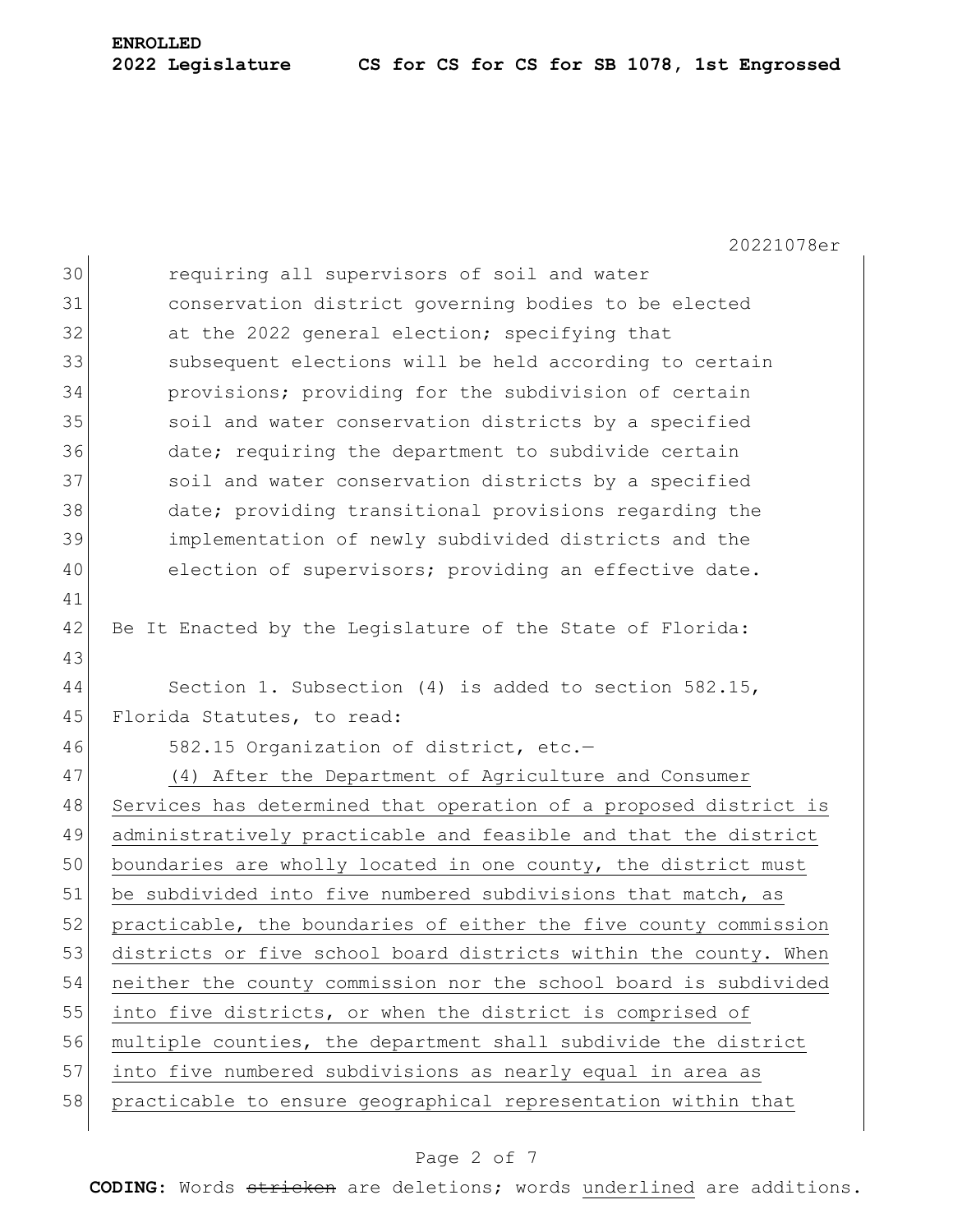requiring all supervisors of soil and water conservation district governing bodies to be elected at the 2022 general election; specifying that subsequent elections will be held according to certain provisions; providing for the subdivision of certain soil and water conservation districts by a specified date; requiring the department to subdivide certain soil and water conservation districts by a specified date; providing transitional provisions regarding the implementation of newly subdivided districts and the election of supervisors; providing an effective date.

Be It Enacted by the Legislature of the State of Florida:

Section 1. Subsection (4) is added to section 582.15, Florida Statutes, to read:

582.15 Organization of district, etc.—

<u>(4) After the Department of Agriculture and Consumer Services has determined that operation of a proposed district is administratively practicable and feasible and that the district boundaries are wholly located in one county, the district must be subdivided into five numbered subdivisions that match, as practicable, the boundaries of either the five county commission districts or five school board districts within the county. When neither the county commission nor the school board is subdivided into five districts, or when the district is comprised of multiple counties, the department shall subdivide the district into five numbered subdivisions as nearly equal in area as practicable to ensure geographical representation within that</u>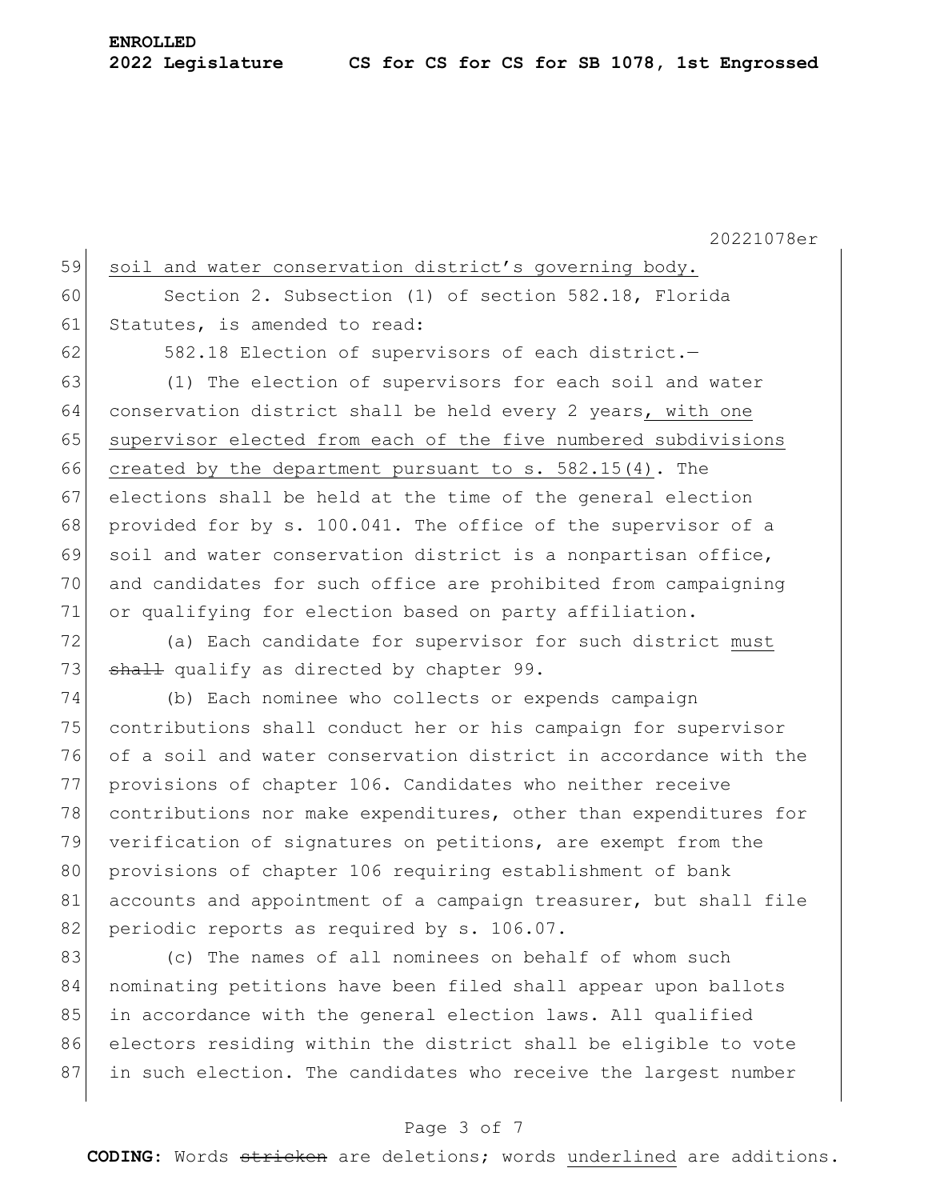<u>soil and water conservation district's governing body.</u>

Section 2. Subsection (1) of section 582.18, Florida Statutes, is amended to read:

582.18 Election of supervisors of each district.—

(1) The election of supervisors for each soil and water conservation district shall be held every 2 years<u>, with one supervisor elected from each of the five numbered subdivisions created by the department pursuant to s. 582.15(4)</u>. The elections shall be held at the time of the general election provided for by s. 100.041. The office of the supervisor of a soil and water conservation district is a nonpartisan office, and candidates for such office are prohibited from campaigning or qualifying for election based on party affiliation.

(a) Each candidate for supervisor for such district <u>must</u> ~~shall~~ qualify as directed by chapter 99.

(b) Each nominee who collects or expends campaign contributions shall conduct her or his campaign for supervisor of a soil and water conservation district in accordance with the provisions of chapter 106. Candidates who neither receive contributions nor make expenditures, other than expenditures for verification of signatures on petitions, are exempt from the provisions of chapter 106 requiring establishment of bank accounts and appointment of a campaign treasurer, but shall file periodic reports as required by s. 106.07.

(c) The names of all nominees on behalf of whom such nominating petitions have been filed shall appear upon ballots in accordance with the general election laws. All qualified electors residing within the district shall be eligible to vote in such election. The candidates who receive the largest number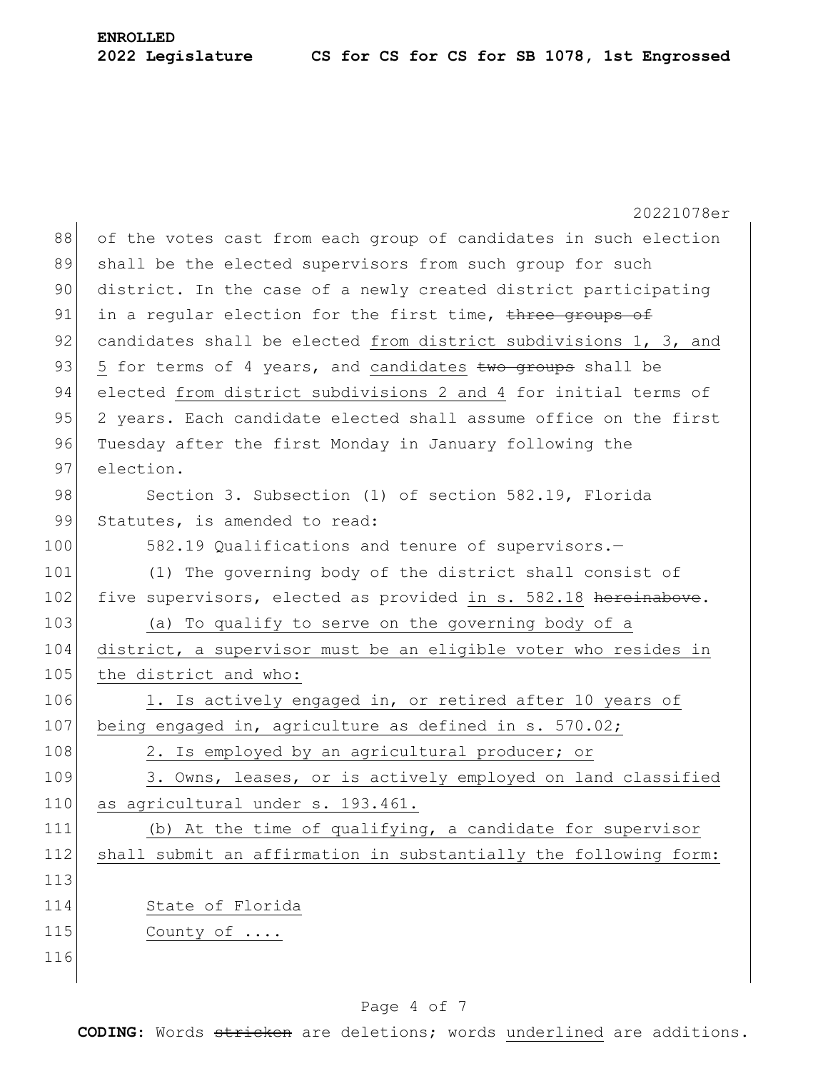of the votes cast from each group of candidates in such election shall be the elected supervisors from such group for such district. In the case of a newly created district participating in a regular election for the first time, ~~three groups of~~ candidates shall be elected <u>from district subdivisions 1, 3, and 5</u> for terms of 4 years, and <u>candidates</u> ~~two groups~~ shall be elected <u>from district subdivisions 2 and 4</u> for initial terms of 2 years. Each candidate elected shall assume office on the first Tuesday after the first Monday in January following the election.

Section 3. Subsection (1) of section 582.19, Florida Statutes, is amended to read:

582.19 Qualifications and tenure of supervisors.—

(1) The governing body of the district shall consist of five supervisors, elected as provided <u>in s. 582.18</u> ~~hereinabove~~.

<u>(a) To qualify to serve on the governing body of a district, a supervisor must be an eligible voter who resides in the district and who:</u>

<u>1. Is actively engaged in, or retired after 10 years of being engaged in, agriculture as defined in s. 570.02;</u>

<u>2. Is employed by an agricultural producer; or</u>

<u>3. Owns, leases, or is actively employed on land classified as agricultural under s. 193.461.</u>

<u>(b) At the time of qualifying, a candidate for supervisor shall submit an affirmation in substantially the following form:</u>

<u>State of Florida</u>

<u>County of ....</u>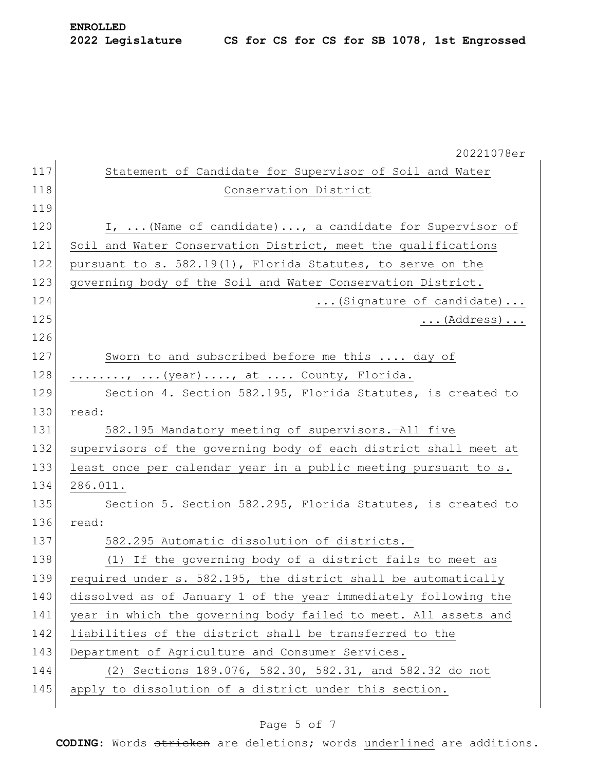Statement of Candidate for Supervisor of Soil and Water Conservation District

I, ...(Name of candidate)..., a candidate for Supervisor of Soil and Water Conservation District, meet the qualifications pursuant to s. 582.19(1), Florida Statutes, to serve on the governing body of the Soil and Water Conservation District.

...(Signature of candidate)...

...(Address)...

Sworn to and subscribed before me this .... day of ........, ...(year)...., at .... County, Florida.

Section 4. Section 582.195, Florida Statutes, is created to read:

582.195 Mandatory meeting of supervisors.—All five supervisors of the governing body of each district shall meet at least once per calendar year in a public meeting pursuant to s. 286.011.

Section 5. Section 582.295, Florida Statutes, is created to read:

582.295 Automatic dissolution of districts.—

(1) If the governing body of a district fails to meet as required under s. 582.195, the district shall be automatically dissolved as of January 1 of the year immediately following the year in which the governing body failed to meet. All assets and liabilities of the district shall be transferred to the Department of Agriculture and Consumer Services.

(2) Sections 189.076, 582.30, 582.31, and 582.32 do not apply to dissolution of a district under this section.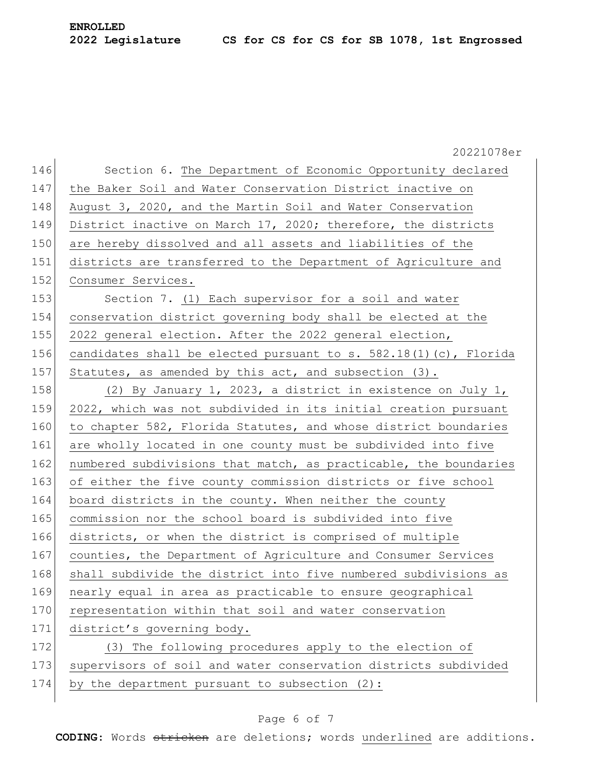Section 6. The Department of Economic Opportunity declared the Baker Soil and Water Conservation District inactive on August 3, 2020, and the Martin Soil and Water Conservation District inactive on March 17, 2020; therefore, the districts are hereby dissolved and all assets and liabilities of the districts are transferred to the Department of Agriculture and Consumer Services.

Section 7. (1) Each supervisor for a soil and water conservation district governing body shall be elected at the 2022 general election. After the 2022 general election, candidates shall be elected pursuant to s. 582.18(1)(c), Florida Statutes, as amended by this act, and subsection (3).

(2) By January 1, 2023, a district in existence on July 1, 2022, which was not subdivided in its initial creation pursuant to chapter 582, Florida Statutes, and whose district boundaries are wholly located in one county must be subdivided into five numbered subdivisions that match, as practicable, the boundaries of either the five county commission districts or five school board districts in the county. When neither the county commission nor the school board is subdivided into five districts, or when the district is comprised of multiple counties, the Department of Agriculture and Consumer Services shall subdivide the district into five numbered subdivisions as nearly equal in area as practicable to ensure geographical representation within that soil and water conservation district's governing body.

(3) The following procedures apply to the election of supervisors of soil and water conservation districts subdivided by the department pursuant to subsection (2):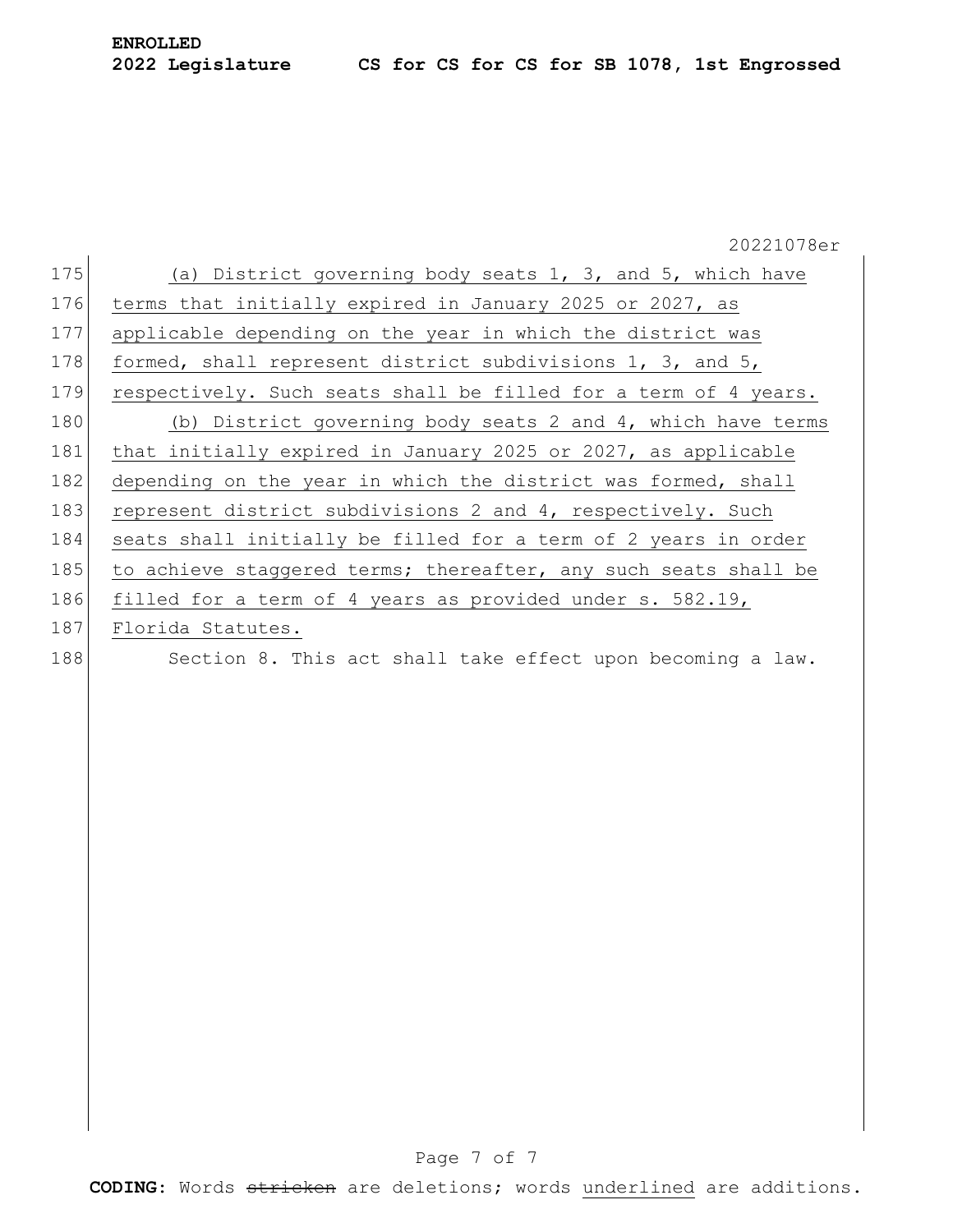(a) District governing body seats 1, 3, and 5, which have terms that initially expired in January 2025 or 2027, as applicable depending on the year in which the district was formed, shall represent district subdivisions 1, 3, and 5, respectively. Such seats shall be filled for a term of 4 years.

(b) District governing body seats 2 and 4, which have terms that initially expired in January 2025 or 2027, as applicable depending on the year in which the district was formed, shall represent district subdivisions 2 and 4, respectively. Such seats shall initially be filled for a term of 2 years in order to achieve staggered terms; thereafter, any such seats shall be filled for a term of 4 years as provided under s. 582.19, Florida Statutes.

Section 8. This act shall take effect upon becoming a law.

**CODING:** Words ~~stricken~~ are deletions; words underlined are additions.